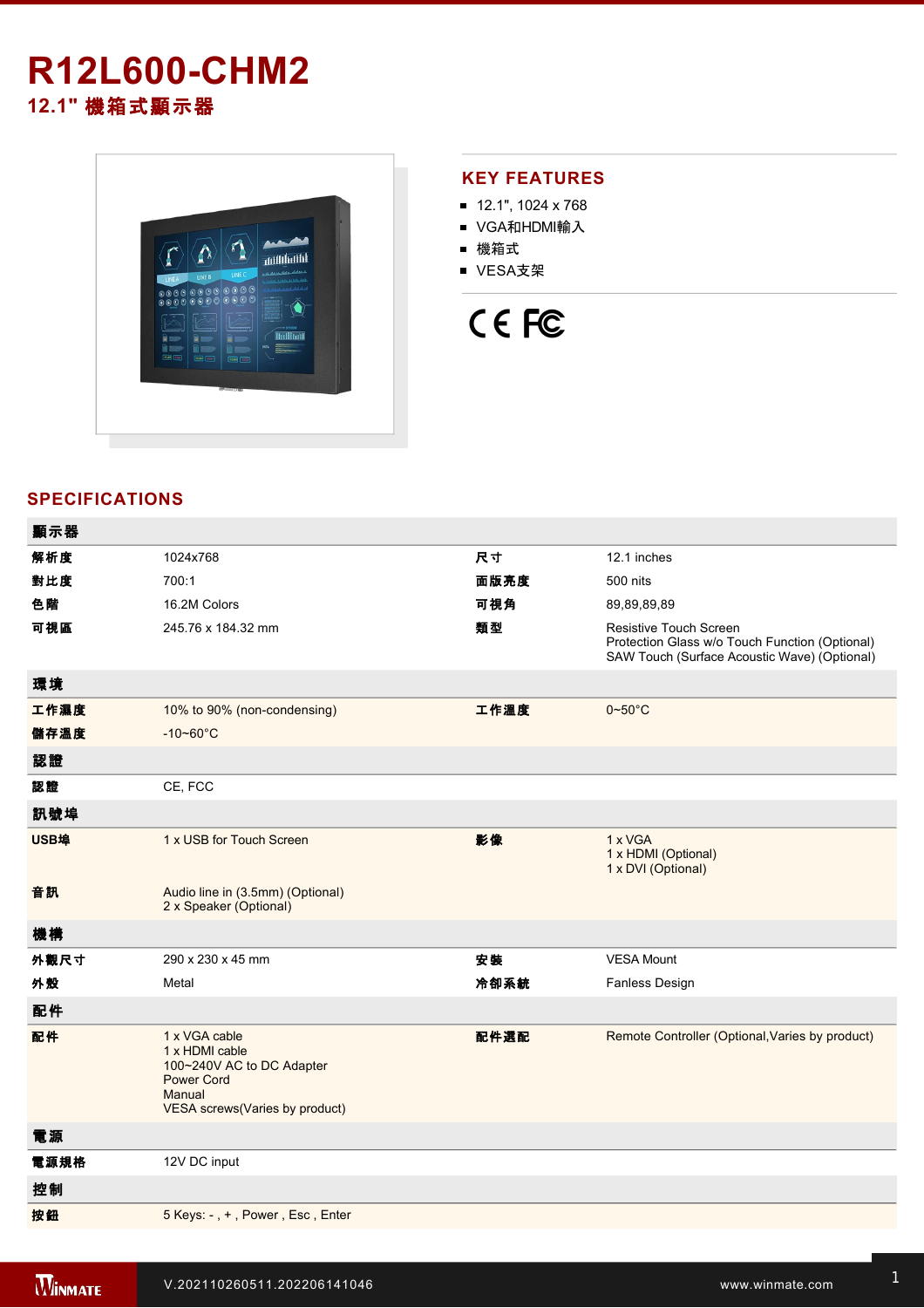# R12L600-CHM2

## 12.1" 機箱式顯示器

## KEY FEATURES

- 12.1", 1024 x 768
- VGA和HDMI輸入
- 機箱式
- VESA支架

## SPECIFICATIONS

| 顯示器 | | | |
|---|---|---|---|
| 解析度 | 1024x768 | 尺寸 | 12.1 inches |
| 對比度 | 700:1 | 面版亮度 | 500 nits |
| 色階 | 16.2M Colors | 可視角 | 89,89,89,89 |
| 可視區 | 245.76 x 184.32 mm | 類型 | Resistive Touch Screen<br>Protection Glass w/o Touch Function (Optional)<br>SAW Touch (Surface Acoustic Wave) (Optional) |
| **環境** | | | |
| 工作濕度 | 10% to 90% (non-condensing) | 工作溫度 | 0~50°C |
| 儲存溫度 | -10~60°C | | |
| **認證** | | | |
| 認證 | CE, FCC | | |
| **訊號埠** | | | |
| USB埠 | 1 x USB for Touch Screen | 影像 | 1 x VGA<br>1 x HDMI (Optional)<br>1 x DVI (Optional) |
| 音訊 | Audio line in (3.5mm) (Optional)<br>2 x Speaker (Optional) | | |
| **機構** | | | |
| 外觀尺寸 | 290 x 230 x 45 mm | 安裝 | VESA Mount |
| 外殼 | Metal | 冷卻系統 | Fanless Design |
| **配件** | | | |
| 配件 | 1 x VGA cable<br>1 x HDMI cable<br>100~240V AC to DC Adapter<br>Power Cord<br>Manual<br>VESA screws(Varies by product) | 配件選配 | Remote Controller (Optional,Varies by product) |
| **電源** | | | |
| 電源規格 | 12V DC input | | |
| **控制** | | | |
| 按鈕 | 5 Keys: - , + , Power , Esc , Enter | | |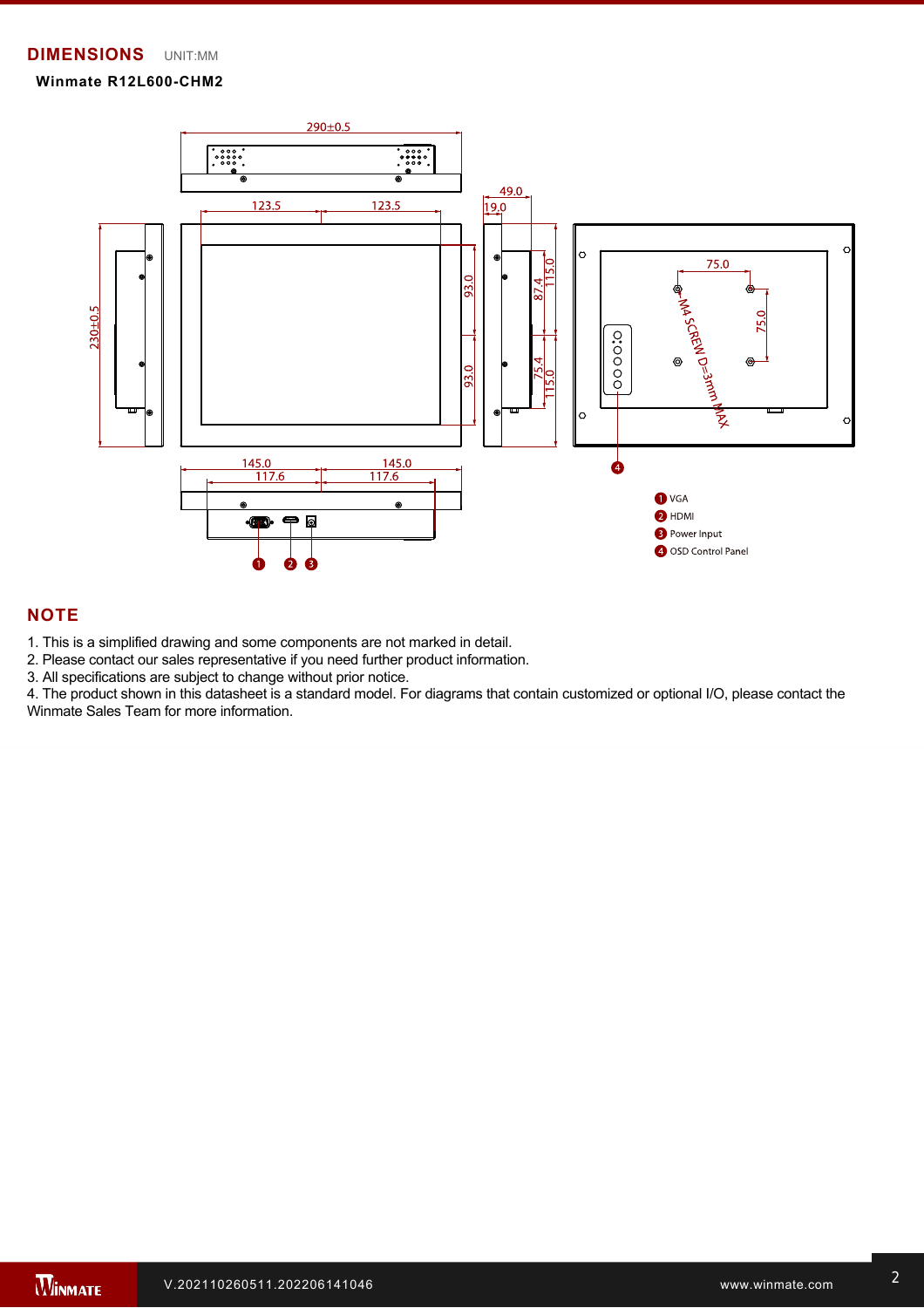## DIMENSIONS UNIT:MM

**Winmate R12L600-CHM2**

290±0.5

123.5 123.5

49.0

19.0

230±0.5

93.0

93.0

87.4

115.0

75.4

115.0

75.0

75.0

M4 SCREW D=3mm MAX

145.0 145.0

117.6 117.6

1 VGA

2 HDMI

3 Power Input

4 OSD Control Panel

## NOTE

1. This is a simplified drawing and some components are not marked in detail.
2. Please contact our sales representative if you need further product information.
3. All specifications are subject to change without prior notice.
4. The product shown in this datasheet is a standard model. For diagrams that contain customized or optional I/O, please contact the Winmate Sales Team for more information.